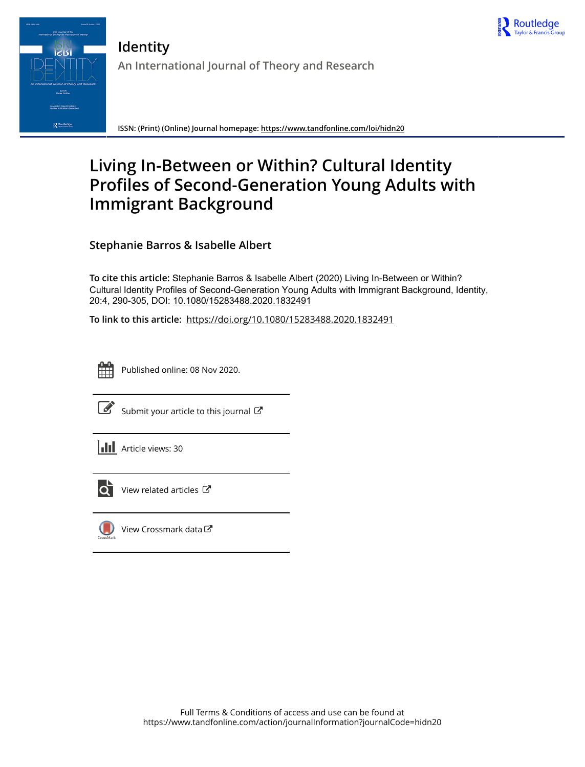# Identity

## An International Journal of Theory and Research

**ISSN: (Print) (Online) Journal homepage:** https://www.tandfonline.com/loi/hidn20

# Living In-Between or Within? Cultural Identity Profiles of Second-Generation Young Adults with Immigrant Background

**Stephanie Barros & Isabelle Albert**

**To cite this article:** Stephanie Barros & Isabelle Albert (2020) Living In-Between or Within? Cultural Identity Profiles of Second-Generation Young Adults with Immigrant Background, Identity, 20:4, 290-305, DOI: 10.1080/15283488.2020.1832491

**To link to this article:** https://doi.org/10.1080/15283488.2020.1832491

Published online: 08 Nov 2020.

Submit your article to this journal

Article views: 30

View related articles

View Crossmark data

Full Terms & Conditions of access and use can be found at
https://www.tandfonline.com/action/journalInformation?journalCode=hidn20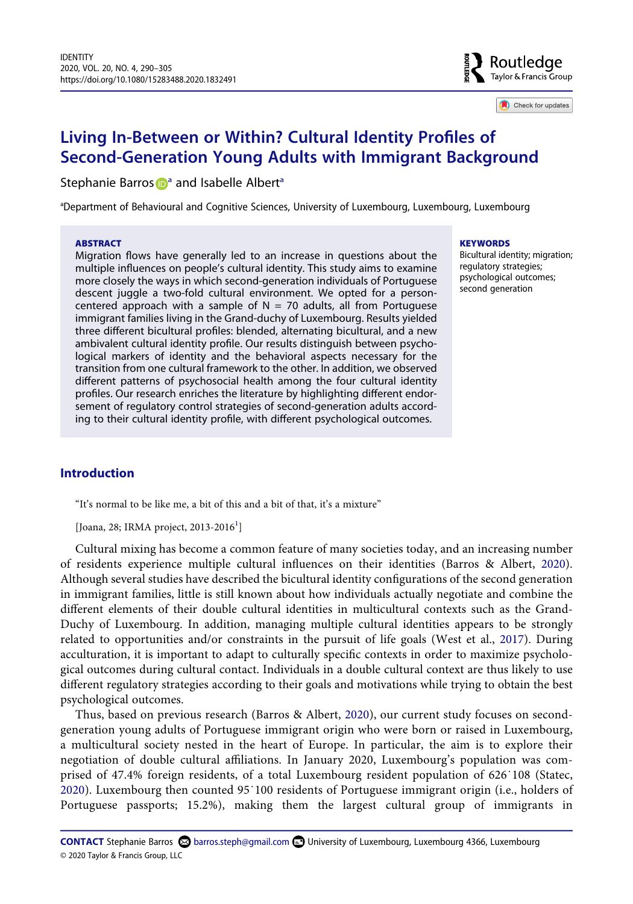# Living In-Between or Within? Cultural Identity Profiles of Second-Generation Young Adults with Immigrant Background

Stephanie Barros[a] and Isabelle Albert[a]

[a]Department of Behavioural and Cognitive Sciences, University of Luxembourg, Luxembourg, Luxembourg

**ABSTRACT**

Migration flows have generally led to an increase in questions about the multiple influences on people's cultural identity. This study aims to examine more closely the ways in which second-generation individuals of Portuguese descent juggle a two-fold cultural environment. We opted for a person-centered approach with a sample of N = 70 adults, all from Portuguese immigrant families living in the Grand-duchy of Luxembourg. Results yielded three different bicultural profiles: blended, alternating bicultural, and a new ambivalent cultural identity profile. Our results distinguish between psychological markers of identity and the behavioral aspects necessary for the transition from one cultural framework to the other. In addition, we observed different patterns of psychosocial health among the four cultural identity profiles. Our research enriches the literature by highlighting different endorsement of regulatory control strategies of second-generation adults according to their cultural identity profile, with different psychological outcomes.

**KEYWORDS**

Bicultural identity; migration; regulatory strategies; psychological outcomes; second generation

## Introduction

"It's normal to be like me, a bit of this and a bit of that, it's a mixture"

[Joana, 28; IRMA project, 2013-2016[1]]

Cultural mixing has become a common feature of many societies today, and an increasing number of residents experience multiple cultural influences on their identities (Barros & Albert, 2020). Although several studies have described the bicultural identity configurations of the second generation in immigrant families, little is still known about how individuals actually negotiate and combine the different elements of their double cultural identities in multicultural contexts such as the Grand-Duchy of Luxembourg. In addition, managing multiple cultural identities appears to be strongly related to opportunities and/or constraints in the pursuit of life goals (West et al., 2017). During acculturation, it is important to adapt to culturally specific contexts in order to maximize psychological outcomes during cultural contact. Individuals in a double cultural context are thus likely to use different regulatory strategies according to their goals and motivations while trying to obtain the best psychological outcomes.

Thus, based on previous research (Barros & Albert, 2020), our current study focuses on second-generation young adults of Portuguese immigrant origin who were born or raised in Luxembourg, a multicultural society nested in the heart of Europe. In particular, the aim is to explore their negotiation of double cultural affiliations. In January 2020, Luxembourg's population was comprised of 47.4% foreign residents, of a total Luxembourg resident population of 626˙108 (Statec, 2020). Luxembourg then counted 95˙100 residents of Portuguese immigrant origin (i.e., holders of Portuguese passports; 15.2%), making them the largest cultural group of immigrants in

**CONTACT** Stephanie Barros barros.steph@gmail.com University of Luxembourg, Luxembourg 4366, Luxembourg
© 2020 Taylor & Francis Group, LLC